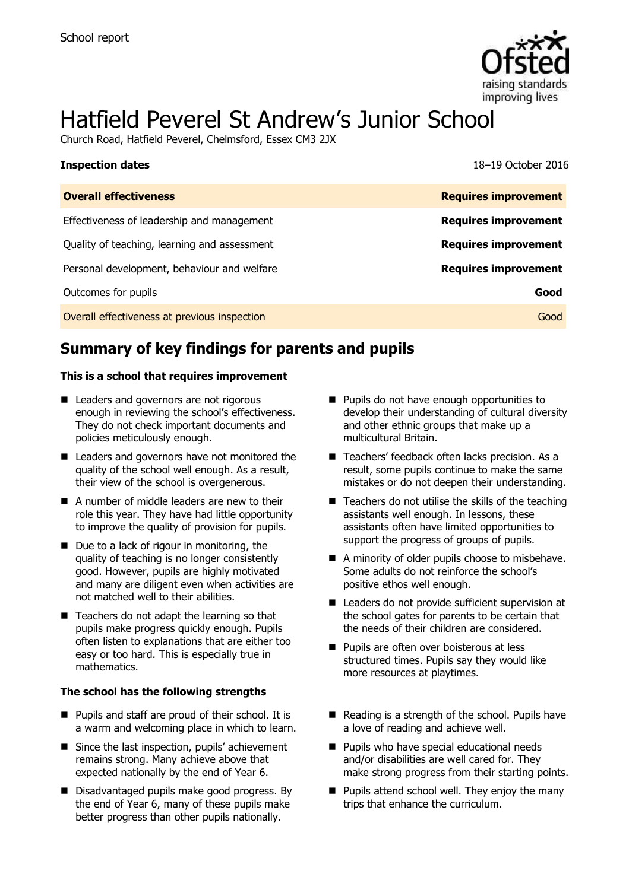School report

# Hatfield Peverel St Andrew's Junior School

Church Road, Hatfield Peverel, Chelmsford, Essex CM3 2JX

**Inspection dates** 18–19 October 2016

| **Overall effectiveness** | **Requires improvement** |
|---|---|
| Effectiveness of leadership and management | **Requires improvement** |
| Quality of teaching, learning and assessment | **Requires improvement** |
| Personal development, behaviour and welfare | **Requires improvement** |
| Outcomes for pupils | **Good** |
| Overall effectiveness at previous inspection | Good |

## Summary of key findings for parents and pupils

**This is a school that requires improvement**

- Leaders and governors are not rigorous enough in reviewing the school's effectiveness. They do not check important documents and policies meticulously enough.
- Leaders and governors have not monitored the quality of the school well enough. As a result, their view of the school is overgenerous.
- A number of middle leaders are new to their role this year. They have had little opportunity to improve the quality of provision for pupils.
- Due to a lack of rigour in monitoring, the quality of teaching is no longer consistently good. However, pupils are highly motivated and many are diligent even when activities are not matched well to their abilities.
- Teachers do not adapt the learning so that pupils make progress quickly enough. Pupils often listen to explanations that are either too easy or too hard. This is especially true in mathematics.
- Pupils do not have enough opportunities to develop their understanding of cultural diversity and other ethnic groups that make up a multicultural Britain.
- Teachers' feedback often lacks precision. As a result, some pupils continue to make the same mistakes or do not deepen their understanding.
- Teachers do not utilise the skills of the teaching assistants well enough. In lessons, these assistants often have limited opportunities to support the progress of groups of pupils.
- A minority of older pupils choose to misbehave. Some adults do not reinforce the school's positive ethos well enough.
- Leaders do not provide sufficient supervision at the school gates for parents to be certain that the needs of their children are considered.
- Pupils are often over boisterous at less structured times. Pupils say they would like more resources at playtimes.

**The school has the following strengths**

- Pupils and staff are proud of their school. It is a warm and welcoming place in which to learn.
- Since the last inspection, pupils' achievement remains strong. Many achieve above that expected nationally by the end of Year 6.
- Disadvantaged pupils make good progress. By the end of Year 6, many of these pupils make better progress than other pupils nationally.
- Reading is a strength of the school. Pupils have a love of reading and achieve well.
- Pupils who have special educational needs and/or disabilities are well cared for. They make strong progress from their starting points.
- Pupils attend school well. They enjoy the many trips that enhance the curriculum.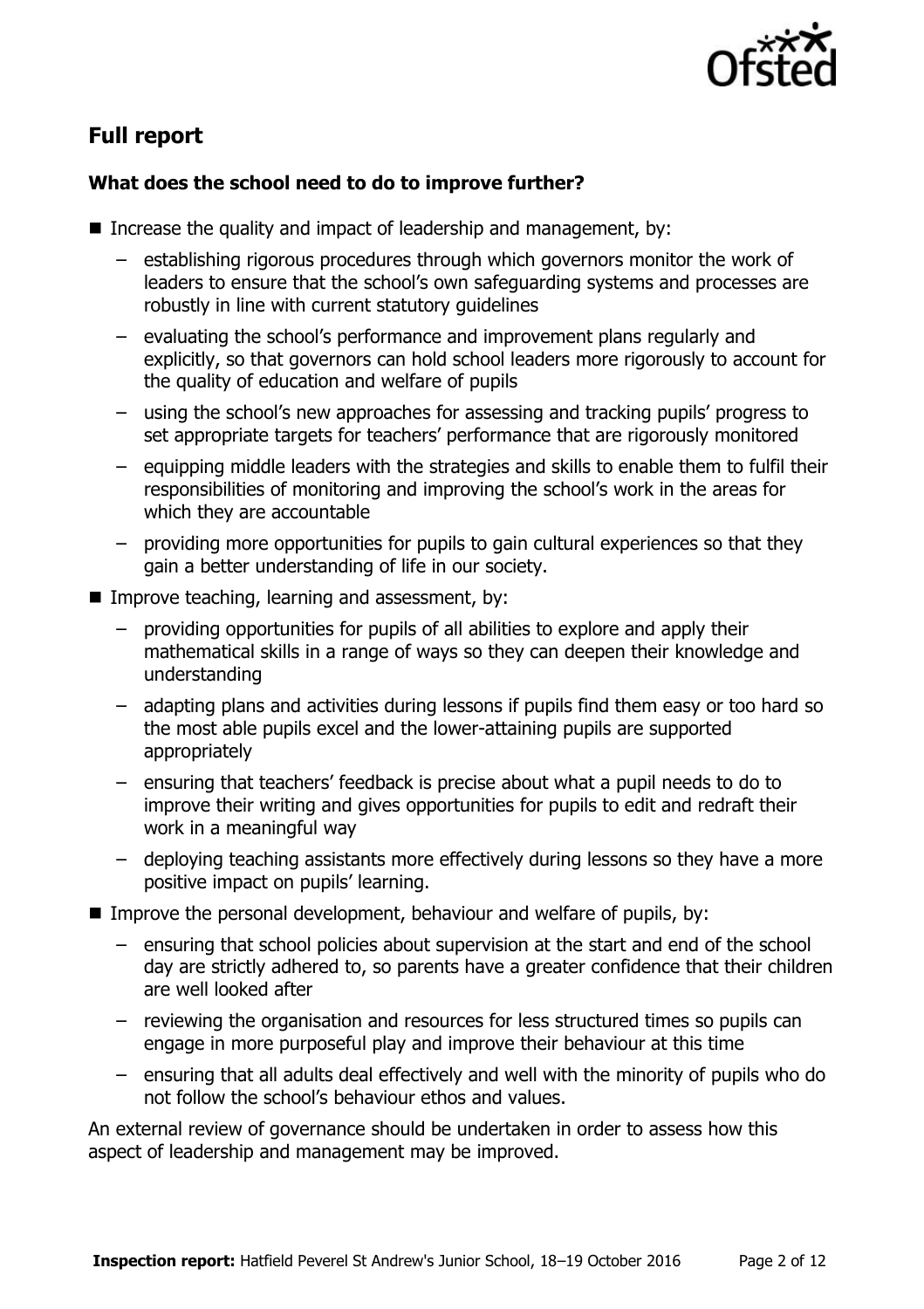## Full report

### What does the school need to do to improve further?

- Increase the quality and impact of leadership and management, by:
  - establishing rigorous procedures through which governors monitor the work of leaders to ensure that the school's own safeguarding systems and processes are robustly in line with current statutory guidelines
  - evaluating the school's performance and improvement plans regularly and explicitly, so that governors can hold school leaders more rigorously to account for the quality of education and welfare of pupils
  - using the school's new approaches for assessing and tracking pupils' progress to set appropriate targets for teachers' performance that are rigorously monitored
  - equipping middle leaders with the strategies and skills to enable them to fulfil their responsibilities of monitoring and improving the school's work in the areas for which they are accountable
  - providing more opportunities for pupils to gain cultural experiences so that they gain a better understanding of life in our society.
- Improve teaching, learning and assessment, by:
  - providing opportunities for pupils of all abilities to explore and apply their mathematical skills in a range of ways so they can deepen their knowledge and understanding
  - adapting plans and activities during lessons if pupils find them easy or too hard so the most able pupils excel and the lower-attaining pupils are supported appropriately
  - ensuring that teachers' feedback is precise about what a pupil needs to do to improve their writing and gives opportunities for pupils to edit and redraft their work in a meaningful way
  - deploying teaching assistants more effectively during lessons so they have a more positive impact on pupils' learning.
- Improve the personal development, behaviour and welfare of pupils, by:
  - ensuring that school policies about supervision at the start and end of the school day are strictly adhered to, so parents have a greater confidence that their children are well looked after
  - reviewing the organisation and resources for less structured times so pupils can engage in more purposeful play and improve their behaviour at this time
  - ensuring that all adults deal effectively and well with the minority of pupils who do not follow the school's behaviour ethos and values.

An external review of governance should be undertaken in order to assess how this aspect of leadership and management may be improved.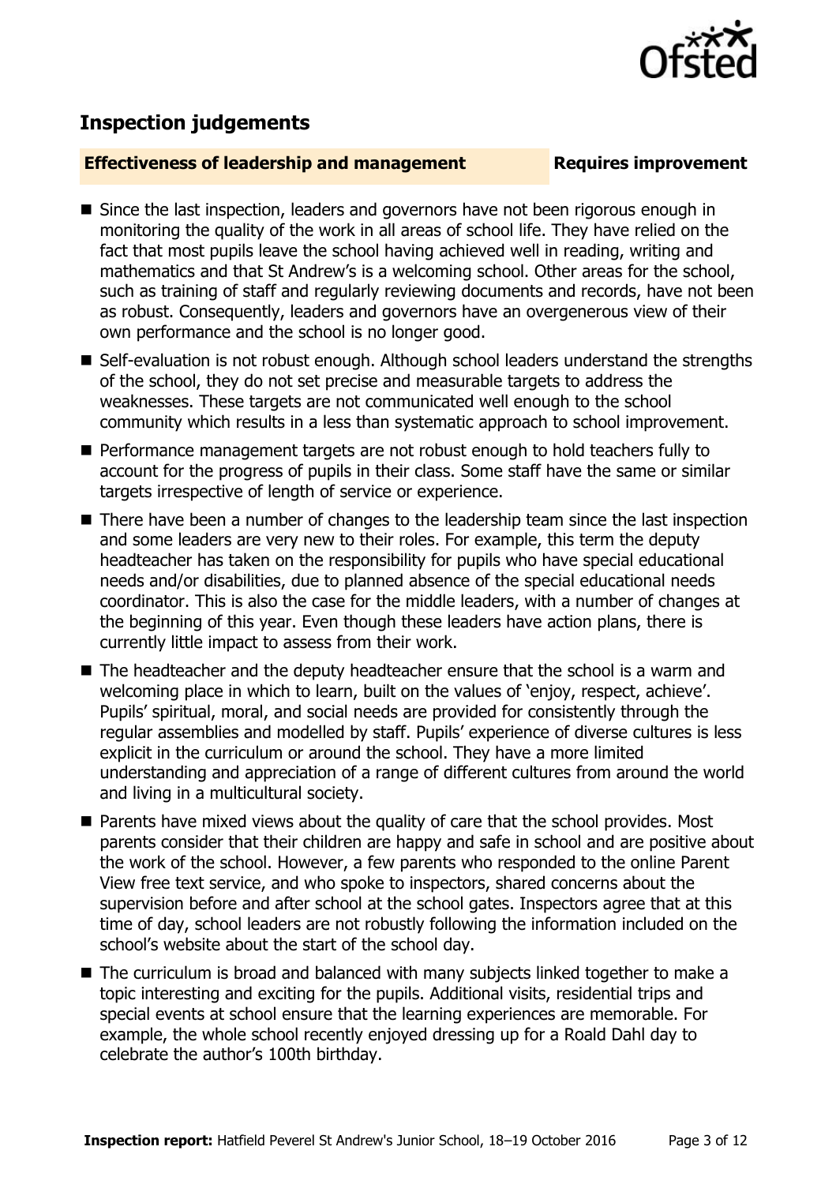## Inspection judgements

| **Effectiveness of leadership and management** | **Requires improvement** |
| --- | --- |

- Since the last inspection, leaders and governors have not been rigorous enough in monitoring the quality of the work in all areas of school life. They have relied on the fact that most pupils leave the school having achieved well in reading, writing and mathematics and that St Andrew's is a welcoming school. Other areas for the school, such as training of staff and regularly reviewing documents and records, have not been as robust. Consequently, leaders and governors have an overgenerous view of their own performance and the school is no longer good.
- Self-evaluation is not robust enough. Although school leaders understand the strengths of the school, they do not set precise and measurable targets to address the weaknesses. These targets are not communicated well enough to the school community which results in a less than systematic approach to school improvement.
- Performance management targets are not robust enough to hold teachers fully to account for the progress of pupils in their class. Some staff have the same or similar targets irrespective of length of service or experience.
- There have been a number of changes to the leadership team since the last inspection and some leaders are very new to their roles. For example, this term the deputy headteacher has taken on the responsibility for pupils who have special educational needs and/or disabilities, due to planned absence of the special educational needs coordinator. This is also the case for the middle leaders, with a number of changes at the beginning of this year. Even though these leaders have action plans, there is currently little impact to assess from their work.
- The headteacher and the deputy headteacher ensure that the school is a warm and welcoming place in which to learn, built on the values of 'enjoy, respect, achieve'. Pupils' spiritual, moral, and social needs are provided for consistently through the regular assemblies and modelled by staff. Pupils' experience of diverse cultures is less explicit in the curriculum or around the school. They have a more limited understanding and appreciation of a range of different cultures from around the world and living in a multicultural society.
- Parents have mixed views about the quality of care that the school provides. Most parents consider that their children are happy and safe in school and are positive about the work of the school. However, a few parents who responded to the online Parent View free text service, and who spoke to inspectors, shared concerns about the supervision before and after school at the school gates. Inspectors agree that at this time of day, school leaders are not robustly following the information included on the school's website about the start of the school day.
- The curriculum is broad and balanced with many subjects linked together to make a topic interesting and exciting for the pupils. Additional visits, residential trips and special events at school ensure that the learning experiences are memorable. For example, the whole school recently enjoyed dressing up for a Roald Dahl day to celebrate the author's 100th birthday.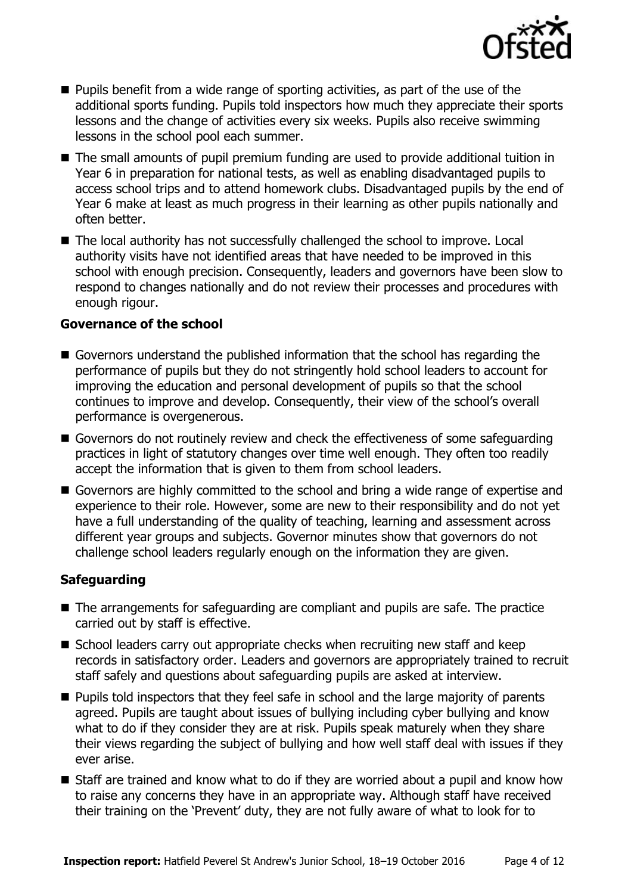- Pupils benefit from a wide range of sporting activities, as part of the use of the additional sports funding. Pupils told inspectors how much they appreciate their sports lessons and the change of activities every six weeks. Pupils also receive swimming lessons in the school pool each summer.
- The small amounts of pupil premium funding are used to provide additional tuition in Year 6 in preparation for national tests, as well as enabling disadvantaged pupils to access school trips and to attend homework clubs. Disadvantaged pupils by the end of Year 6 make at least as much progress in their learning as other pupils nationally and often better.
- The local authority has not successfully challenged the school to improve. Local authority visits have not identified areas that have needed to be improved in this school with enough precision. Consequently, leaders and governors have been slow to respond to changes nationally and do not review their processes and procedures with enough rigour.

### Governance of the school

- Governors understand the published information that the school has regarding the performance of pupils but they do not stringently hold school leaders to account for improving the education and personal development of pupils so that the school continues to improve and develop. Consequently, their view of the school's overall performance is overgenerous.
- Governors do not routinely review and check the effectiveness of some safeguarding practices in light of statutory changes over time well enough. They often too readily accept the information that is given to them from school leaders.
- Governors are highly committed to the school and bring a wide range of expertise and experience to their role. However, some are new to their responsibility and do not yet have a full understanding of the quality of teaching, learning and assessment across different year groups and subjects. Governor minutes show that governors do not challenge school leaders regularly enough on the information they are given.

### Safeguarding

- The arrangements for safeguarding are compliant and pupils are safe. The practice carried out by staff is effective.
- School leaders carry out appropriate checks when recruiting new staff and keep records in satisfactory order. Leaders and governors are appropriately trained to recruit staff safely and questions about safeguarding pupils are asked at interview.
- Pupils told inspectors that they feel safe in school and the large majority of parents agreed. Pupils are taught about issues of bullying including cyber bullying and know what to do if they consider they are at risk. Pupils speak maturely when they share their views regarding the subject of bullying and how well staff deal with issues if they ever arise.
- Staff are trained and know what to do if they are worried about a pupil and know how to raise any concerns they have in an appropriate way. Although staff have received their training on the 'Prevent' duty, they are not fully aware of what to look for to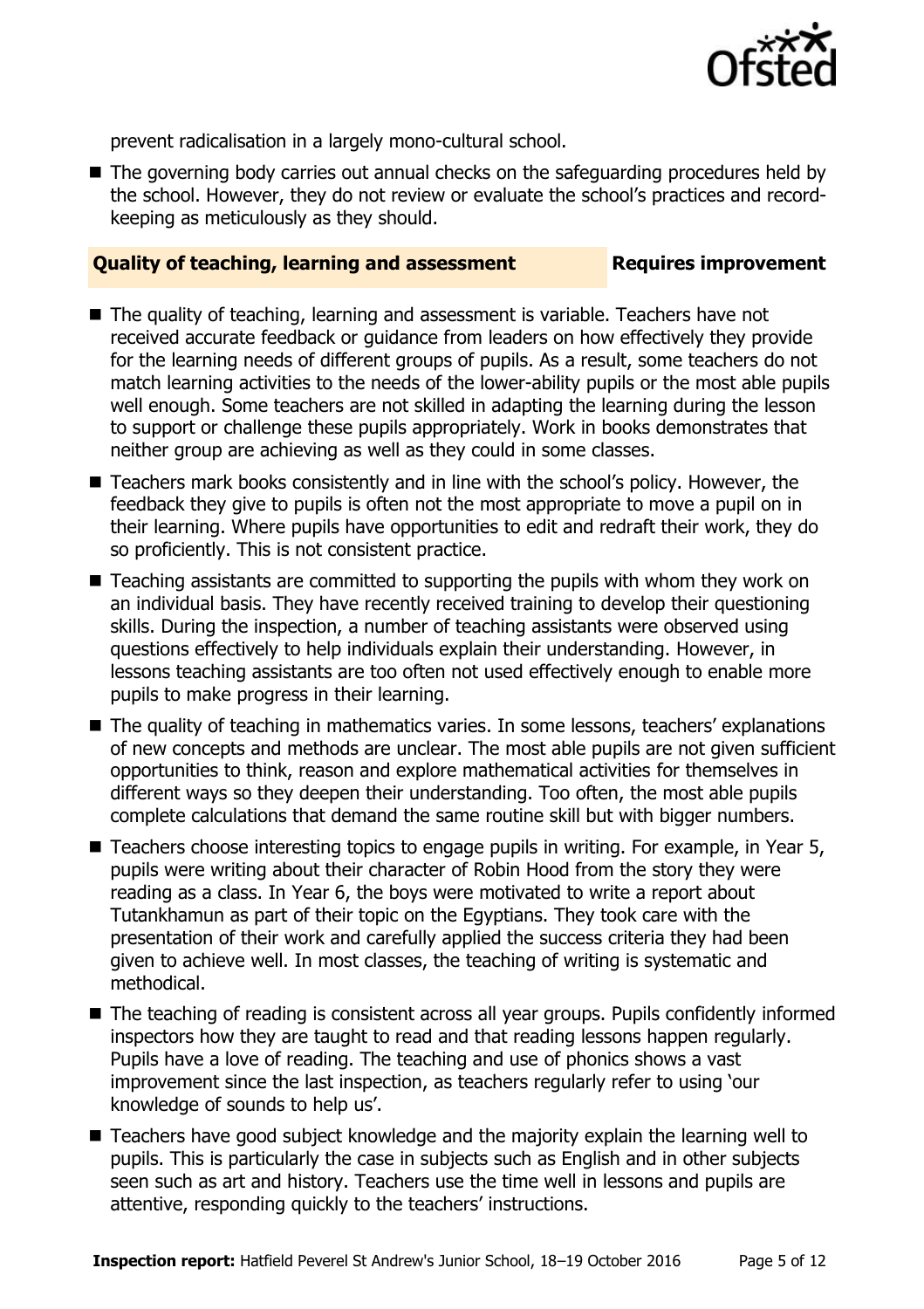prevent radicalisation in a largely mono-cultural school.

- The governing body carries out annual checks on the safeguarding procedures held by the school. However, they do not review or evaluate the school's practices and record-keeping as meticulously as they should.

## Quality of teaching, learning and assessment — Requires improvement

- The quality of teaching, learning and assessment is variable. Teachers have not received accurate feedback or guidance from leaders on how effectively they provide for the learning needs of different groups of pupils. As a result, some teachers do not match learning activities to the needs of the lower-ability pupils or the most able pupils well enough. Some teachers are not skilled in adapting the learning during the lesson to support or challenge these pupils appropriately. Work in books demonstrates that neither group are achieving as well as they could in some classes.
- Teachers mark books consistently and in line with the school's policy. However, the feedback they give to pupils is often not the most appropriate to move a pupil on in their learning. Where pupils have opportunities to edit and redraft their work, they do so proficiently. This is not consistent practice.
- Teaching assistants are committed to supporting the pupils with whom they work on an individual basis. They have recently received training to develop their questioning skills. During the inspection, a number of teaching assistants were observed using questions effectively to help individuals explain their understanding. However, in lessons teaching assistants are too often not used effectively enough to enable more pupils to make progress in their learning.
- The quality of teaching in mathematics varies. In some lessons, teachers' explanations of new concepts and methods are unclear. The most able pupils are not given sufficient opportunities to think, reason and explore mathematical activities for themselves in different ways so they deepen their understanding. Too often, the most able pupils complete calculations that demand the same routine skill but with bigger numbers.
- Teachers choose interesting topics to engage pupils in writing. For example, in Year 5, pupils were writing about their character of Robin Hood from the story they were reading as a class. In Year 6, the boys were motivated to write a report about Tutankhamun as part of their topic on the Egyptians. They took care with the presentation of their work and carefully applied the success criteria they had been given to achieve well. In most classes, the teaching of writing is systematic and methodical.
- The teaching of reading is consistent across all year groups. Pupils confidently informed inspectors how they are taught to read and that reading lessons happen regularly. Pupils have a love of reading. The teaching and use of phonics shows a vast improvement since the last inspection, as teachers regularly refer to using 'our knowledge of sounds to help us'.
- Teachers have good subject knowledge and the majority explain the learning well to pupils. This is particularly the case in subjects such as English and in other subjects seen such as art and history. Teachers use the time well in lessons and pupils are attentive, responding quickly to the teachers' instructions.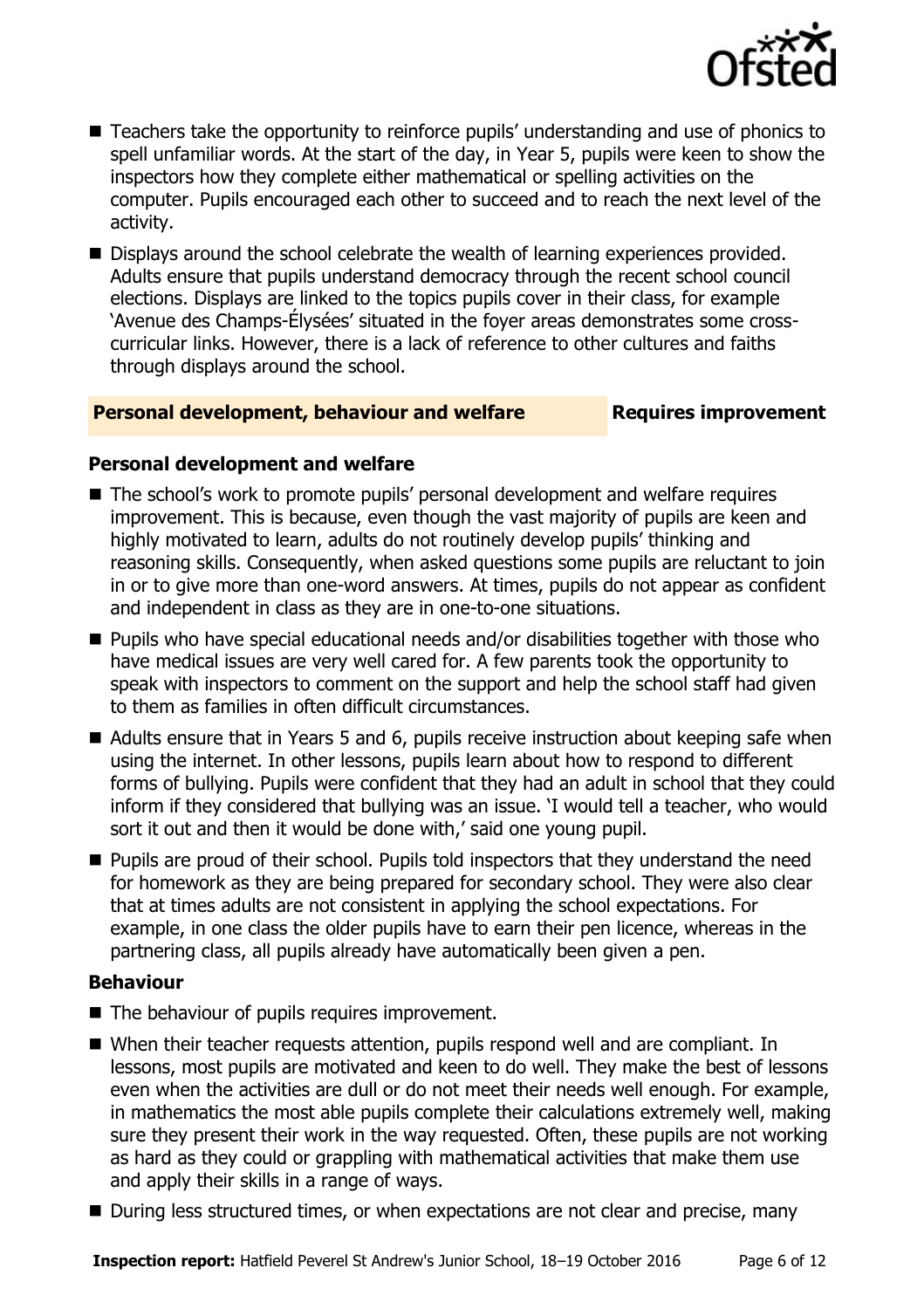- Teachers take the opportunity to reinforce pupils' understanding and use of phonics to spell unfamiliar words. At the start of the day, in Year 5, pupils were keen to show the inspectors how they complete either mathematical or spelling activities on the computer. Pupils encouraged each other to succeed and to reach the next level of the activity.
- Displays around the school celebrate the wealth of learning experiences provided. Adults ensure that pupils understand democracy through the recent school council elections. Displays are linked to the topics pupils cover in their class, for example 'Avenue des Champs-Élysées' situated in the foyer areas demonstrates some cross-curricular links. However, there is a lack of reference to other cultures and faiths through displays around the school.

## Personal development, behaviour and welfare — Requires improvement

### Personal development and welfare

- The school's work to promote pupils' personal development and welfare requires improvement. This is because, even though the vast majority of pupils are keen and highly motivated to learn, adults do not routinely develop pupils' thinking and reasoning skills. Consequently, when asked questions some pupils are reluctant to join in or to give more than one-word answers. At times, pupils do not appear as confident and independent in class as they are in one-to-one situations.
- Pupils who have special educational needs and/or disabilities together with those who have medical issues are very well cared for. A few parents took the opportunity to speak with inspectors to comment on the support and help the school staff had given to them as families in often difficult circumstances.
- Adults ensure that in Years 5 and 6, pupils receive instruction about keeping safe when using the internet. In other lessons, pupils learn about how to respond to different forms of bullying. Pupils were confident that they had an adult in school that they could inform if they considered that bullying was an issue. 'I would tell a teacher, who would sort it out and then it would be done with,' said one young pupil.
- Pupils are proud of their school. Pupils told inspectors that they understand the need for homework as they are being prepared for secondary school. They were also clear that at times adults are not consistent in applying the school expectations. For example, in one class the older pupils have to earn their pen licence, whereas in the partnering class, all pupils already have automatically been given a pen.

### Behaviour

- The behaviour of pupils requires improvement.
- When their teacher requests attention, pupils respond well and are compliant. In lessons, most pupils are motivated and keen to do well. They make the best of lessons even when the activities are dull or do not meet their needs well enough. For example, in mathematics the most able pupils complete their calculations extremely well, making sure they present their work in the way requested. Often, these pupils are not working as hard as they could or grappling with mathematical activities that make them use and apply their skills in a range of ways.
- During less structured times, or when expectations are not clear and precise, many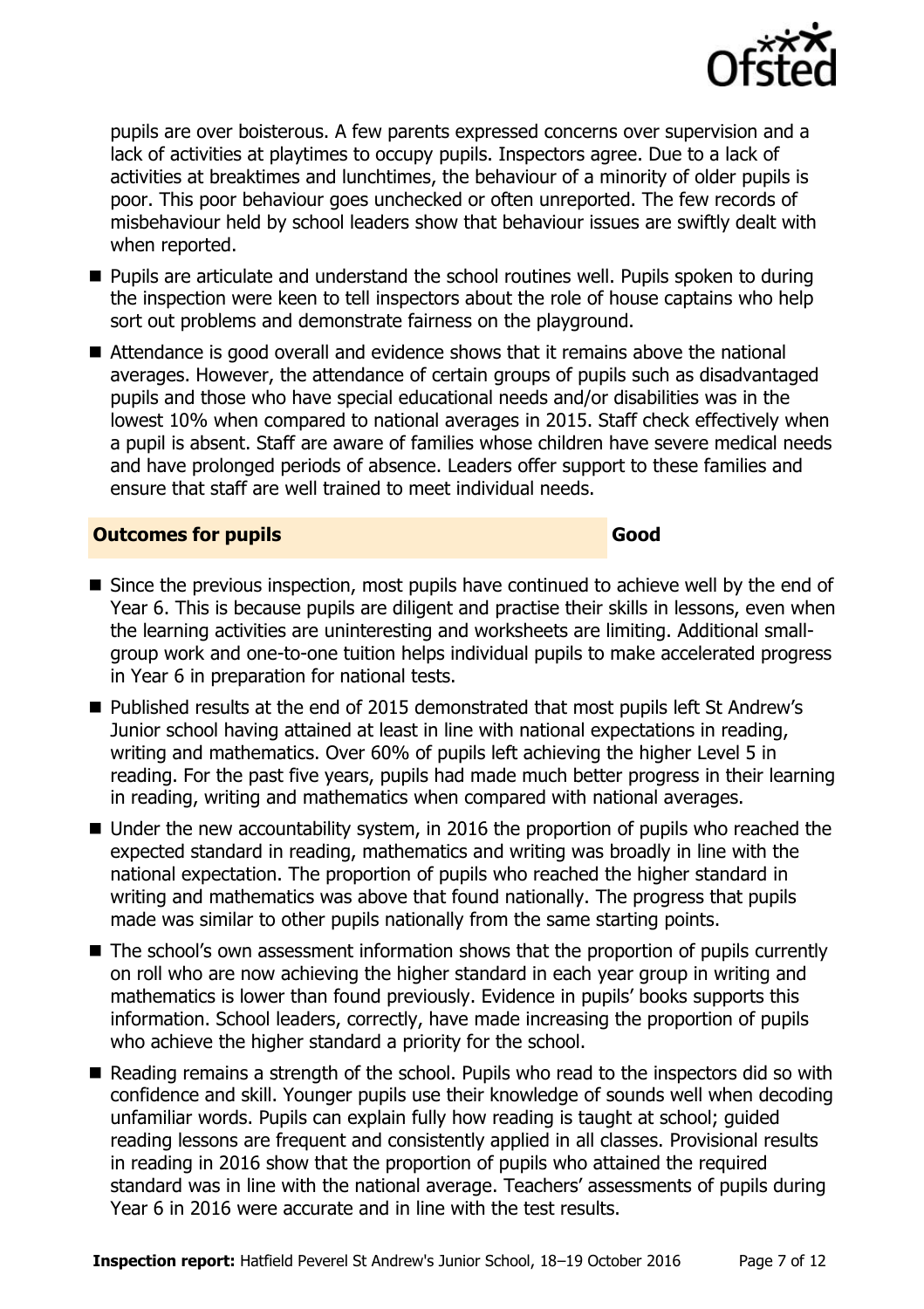pupils are over boisterous. A few parents expressed concerns over supervision and a lack of activities at playtimes to occupy pupils. Inspectors agree. Due to a lack of activities at breaktimes and lunchtimes, the behaviour of a minority of older pupils is poor. This poor behaviour goes unchecked or often unreported. The few records of misbehaviour held by school leaders show that behaviour issues are swiftly dealt with when reported.

- Pupils are articulate and understand the school routines well. Pupils spoken to during the inspection were keen to tell inspectors about the role of house captains who help sort out problems and demonstrate fairness on the playground.
- Attendance is good overall and evidence shows that it remains above the national averages. However, the attendance of certain groups of pupils such as disadvantaged pupils and those who have special educational needs and/or disabilities was in the lowest 10% when compared to national averages in 2015. Staff check effectively when a pupil is absent. Staff are aware of families whose children have severe medical needs and have prolonged periods of absence. Leaders offer support to these families and ensure that staff are well trained to meet individual needs.

## Outcomes for pupils — Good

- Since the previous inspection, most pupils have continued to achieve well by the end of Year 6. This is because pupils are diligent and practise their skills in lessons, even when the learning activities are uninteresting and worksheets are limiting. Additional small-group work and one-to-one tuition helps individual pupils to make accelerated progress in Year 6 in preparation for national tests.
- Published results at the end of 2015 demonstrated that most pupils left St Andrew's Junior school having attained at least in line with national expectations in reading, writing and mathematics. Over 60% of pupils left achieving the higher Level 5 in reading. For the past five years, pupils had made much better progress in their learning in reading, writing and mathematics when compared with national averages.
- Under the new accountability system, in 2016 the proportion of pupils who reached the expected standard in reading, mathematics and writing was broadly in line with the national expectation. The proportion of pupils who reached the higher standard in writing and mathematics was above that found nationally. The progress that pupils made was similar to other pupils nationally from the same starting points.
- The school's own assessment information shows that the proportion of pupils currently on roll who are now achieving the higher standard in each year group in writing and mathematics is lower than found previously. Evidence in pupils' books supports this information. School leaders, correctly, have made increasing the proportion of pupils who achieve the higher standard a priority for the school.
- Reading remains a strength of the school. Pupils who read to the inspectors did so with confidence and skill. Younger pupils use their knowledge of sounds well when decoding unfamiliar words. Pupils can explain fully how reading is taught at school; guided reading lessons are frequent and consistently applied in all classes. Provisional results in reading in 2016 show that the proportion of pupils who attained the required standard was in line with the national average. Teachers' assessments of pupils during Year 6 in 2016 were accurate and in line with the test results.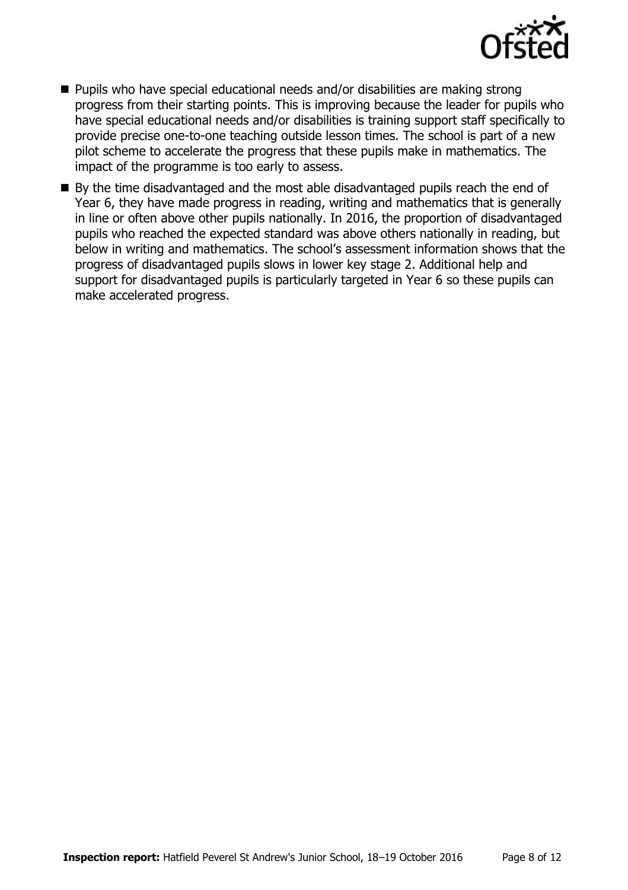- Pupils who have special educational needs and/or disabilities are making strong progress from their starting points. This is improving because the leader for pupils who have special educational needs and/or disabilities is training support staff specifically to provide precise one-to-one teaching outside lesson times. The school is part of a new pilot scheme to accelerate the progress that these pupils make in mathematics. The impact of the programme is too early to assess.
- By the time disadvantaged and the most able disadvantaged pupils reach the end of Year 6, they have made progress in reading, writing and mathematics that is generally in line or often above other pupils nationally. In 2016, the proportion of disadvantaged pupils who reached the expected standard was above others nationally in reading, but below in writing and mathematics. The school's assessment information shows that the progress of disadvantaged pupils slows in lower key stage 2. Additional help and support for disadvantaged pupils is particularly targeted in Year 6 so these pupils can make accelerated progress.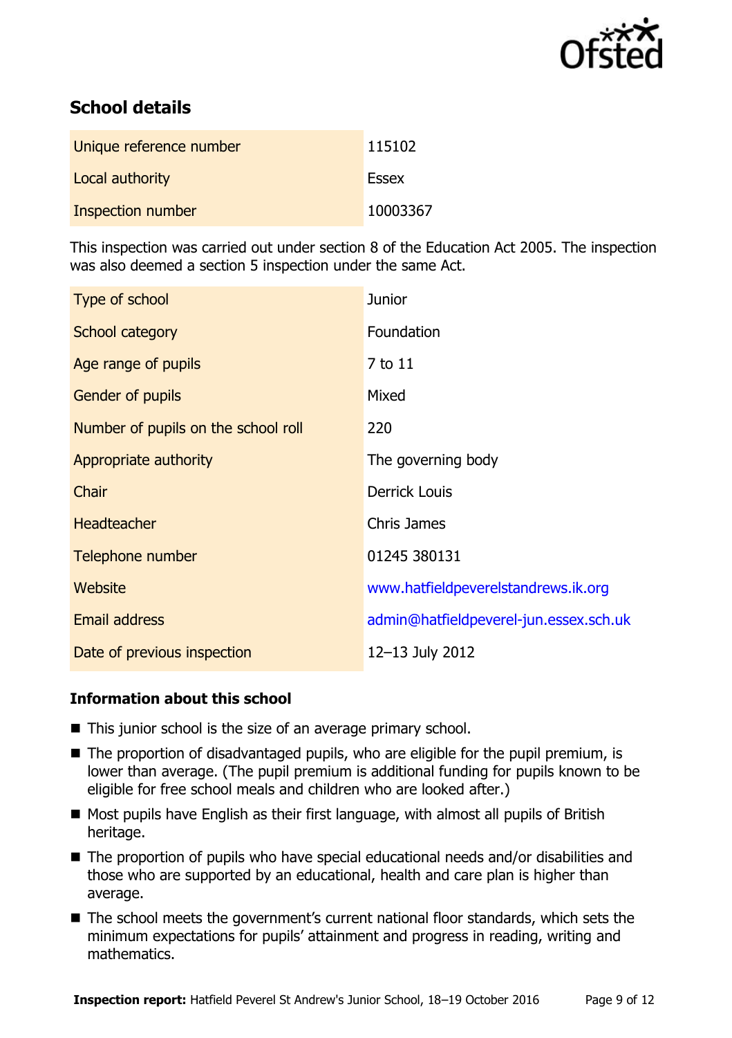## School details

| | |
|---|---|
| Unique reference number | 115102 |
| Local authority | Essex |
| Inspection number | 10003367 |

This inspection was carried out under section 8 of the Education Act 2005. The inspection was also deemed a section 5 inspection under the same Act.

| | |
|---|---|
| Type of school | Junior |
| School category | Foundation |
| Age range of pupils | 7 to 11 |
| Gender of pupils | Mixed |
| Number of pupils on the school roll | 220 |
| Appropriate authority | The governing body |
| Chair | Derrick Louis |
| Headteacher | Chris James |
| Telephone number | 01245 380131 |
| Website | www.hatfieldpeverelstandrews.ik.org |
| Email address | admin@hatfieldpeverel-jun.essex.sch.uk |
| Date of previous inspection | 12–13 July 2012 |

### Information about this school

- This junior school is the size of an average primary school.
- The proportion of disadvantaged pupils, who are eligible for the pupil premium, is lower than average. (The pupil premium is additional funding for pupils known to be eligible for free school meals and children who are looked after.)
- Most pupils have English as their first language, with almost all pupils of British heritage.
- The proportion of pupils who have special educational needs and/or disabilities and those who are supported by an educational, health and care plan is higher than average.
- The school meets the government's current national floor standards, which sets the minimum expectations for pupils' attainment and progress in reading, writing and mathematics.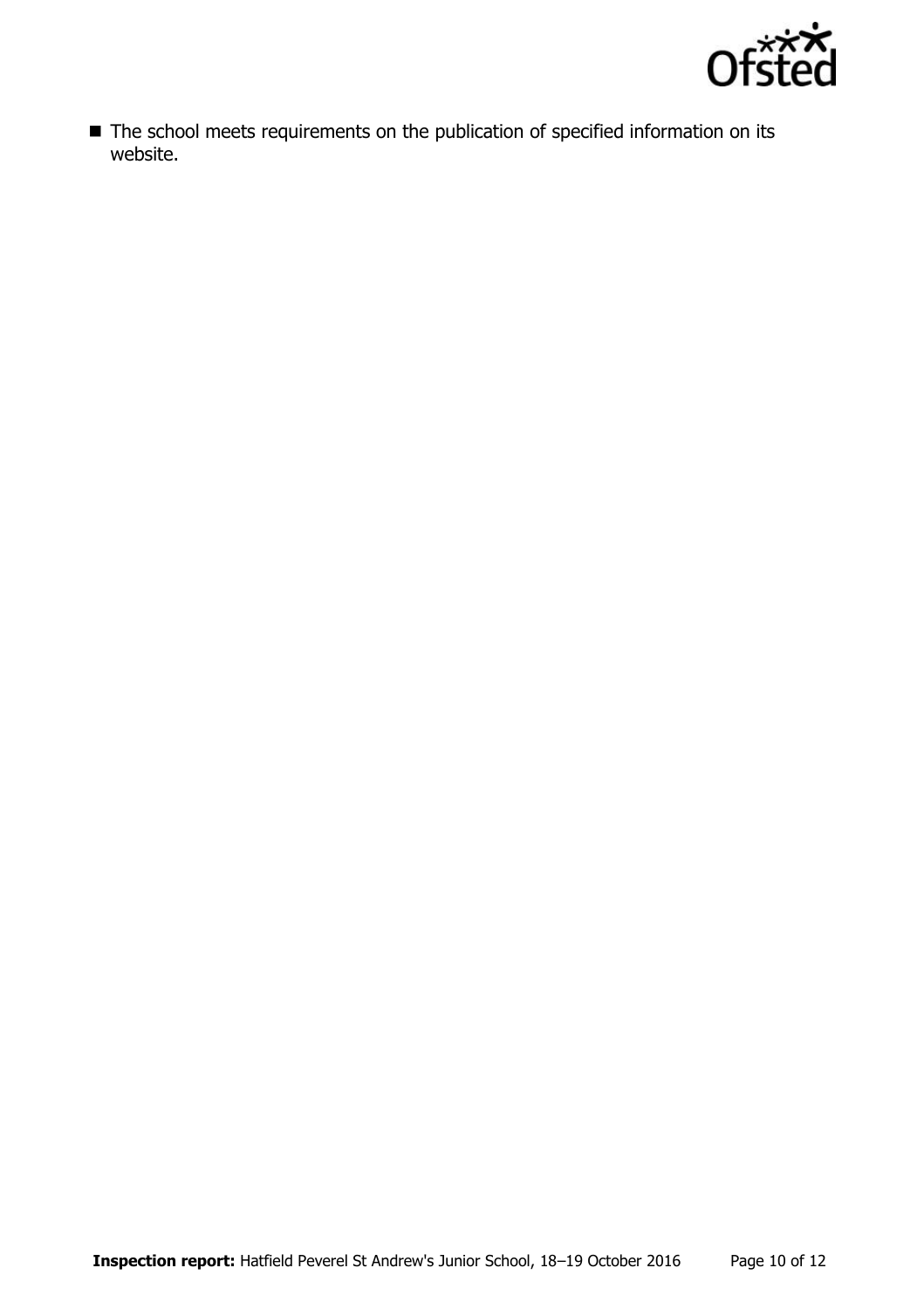- The school meets requirements on the publication of specified information on its website.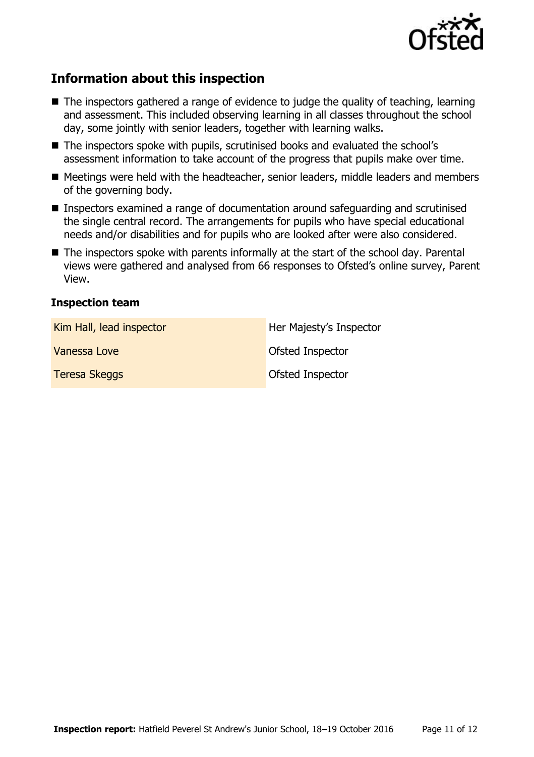## Information about this inspection

- The inspectors gathered a range of evidence to judge the quality of teaching, learning and assessment. This included observing learning in all classes throughout the school day, some jointly with senior leaders, together with learning walks.
- The inspectors spoke with pupils, scrutinised books and evaluated the school's assessment information to take account of the progress that pupils make over time.
- Meetings were held with the headteacher, senior leaders, middle leaders and members of the governing body.
- Inspectors examined a range of documentation around safeguarding and scrutinised the single central record. The arrangements for pupils who have special educational needs and/or disabilities and for pupils who are looked after were also considered.
- The inspectors spoke with parents informally at the start of the school day. Parental views were gathered and analysed from 66 responses to Ofsted's online survey, Parent View.

### Inspection team

| | |
|---|---|
| Kim Hall, lead inspector | Her Majesty's Inspector |
| Vanessa Love | Ofsted Inspector |
| Teresa Skeggs | Ofsted Inspector |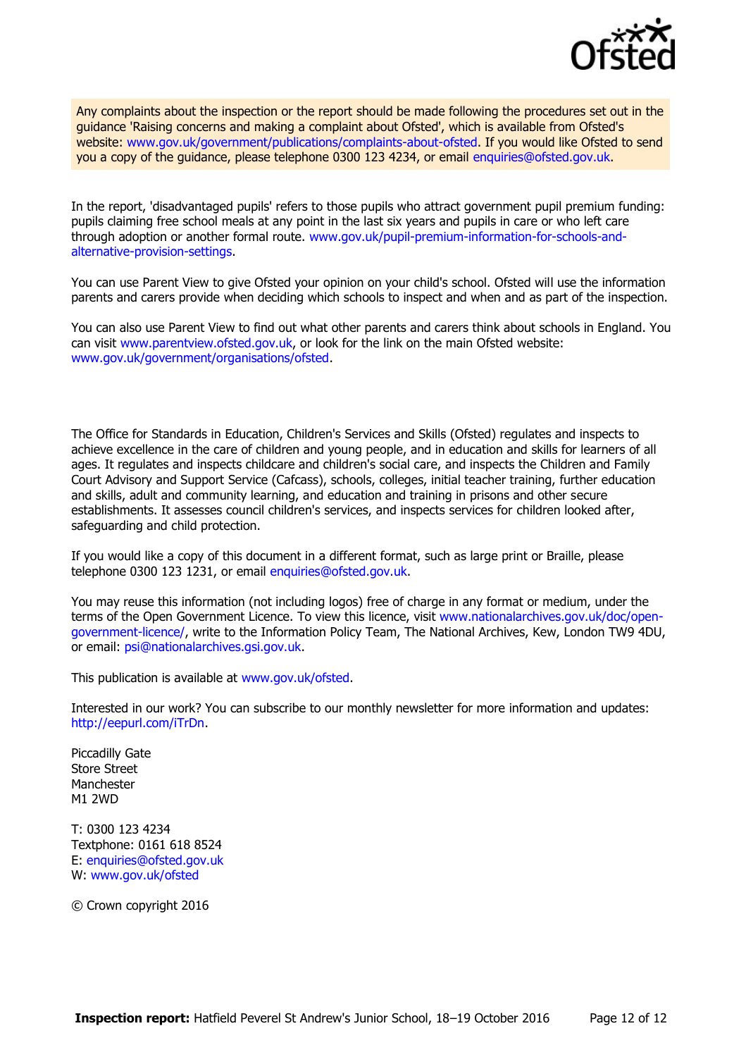Any complaints about the inspection or the report should be made following the procedures set out in the guidance 'Raising concerns and making a complaint about Ofsted', which is available from Ofsted's website: www.gov.uk/government/publications/complaints-about-ofsted. If you would like Ofsted to send you a copy of the guidance, please telephone 0300 123 4234, or email enquiries@ofsted.gov.uk.

In the report, 'disadvantaged pupils' refers to those pupils who attract government pupil premium funding: pupils claiming free school meals at any point in the last six years and pupils in care or who left care through adoption or another formal route. www.gov.uk/pupil-premium-information-for-schools-and-alternative-provision-settings.

You can use Parent View to give Ofsted your opinion on your child's school. Ofsted will use the information parents and carers provide when deciding which schools to inspect and when and as part of the inspection.

You can also use Parent View to find out what other parents and carers think about schools in England. You can visit www.parentview.ofsted.gov.uk, or look for the link on the main Ofsted website: www.gov.uk/government/organisations/ofsted.

The Office for Standards in Education, Children's Services and Skills (Ofsted) regulates and inspects to achieve excellence in the care of children and young people, and in education and skills for learners of all ages. It regulates and inspects childcare and children's social care, and inspects the Children and Family Court Advisory and Support Service (Cafcass), schools, colleges, initial teacher training, further education and skills, adult and community learning, and education and training in prisons and other secure establishments. It assesses council children's services, and inspects services for children looked after, safeguarding and child protection.

If you would like a copy of this document in a different format, such as large print or Braille, please telephone 0300 123 1231, or email enquiries@ofsted.gov.uk.

You may reuse this information (not including logos) free of charge in any format or medium, under the terms of the Open Government Licence. To view this licence, visit www.nationalarchives.gov.uk/doc/open-government-licence/, write to the Information Policy Team, The National Archives, Kew, London TW9 4DU, or email: psi@nationalarchives.gsi.gov.uk.

This publication is available at www.gov.uk/ofsted.

Interested in our work? You can subscribe to our monthly newsletter for more information and updates: http://eepurl.com/iTrDn.

Piccadilly Gate
Store Street
Manchester
M1 2WD

T: 0300 123 4234
Textphone: 0161 618 8524
E: enquiries@ofsted.gov.uk
W: www.gov.uk/ofsted

© Crown copyright 2016